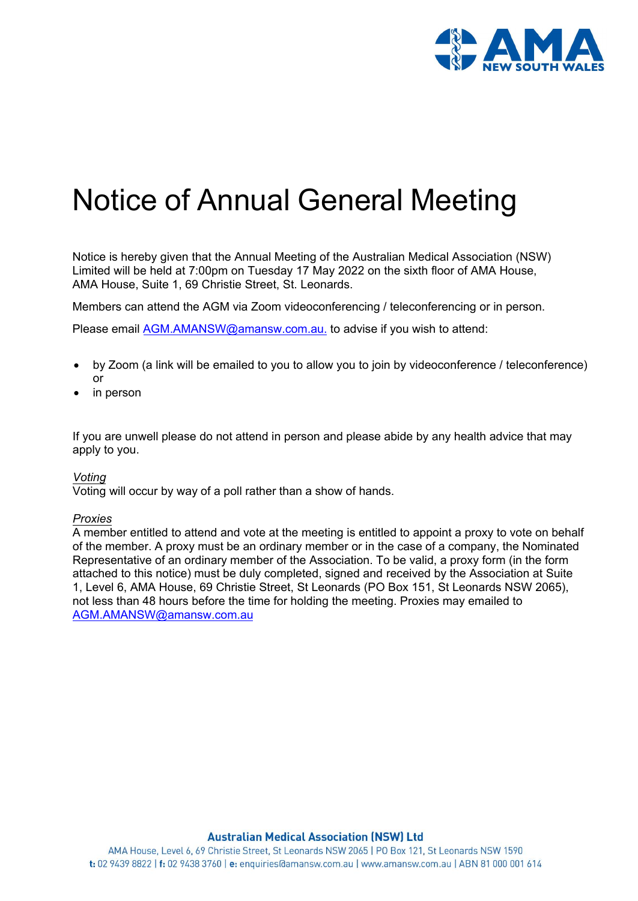# Notice of Annual General Meeting

Notice is hereby given that the Annual Meeting of the Australian Medical Association (NSW) Limited will be held at 7:00pm on Tuesday 17 May 2022 on the sixth floor of AMA House, AMA House, Suite 1, 69 Christie Street, St. Leonards.

Members can attend the AGM via Zoom videoconferencing / teleconferencing or in person.

Please email AGM.AMANSW@amansw.com.au. to advise if you wish to attend:

- by Zoom (a link will be emailed to you to allow you to join by videoconference / teleconference) or
- in person

If you are unwell please do not attend in person and please abide by any health advice that may apply to you.

*Voting*

Voting will occur by way of a poll rather than a show of hands.

*Proxies*

A member entitled to attend and vote at the meeting is entitled to appoint a proxy to vote on behalf of the member. A proxy must be an ordinary member or in the case of a company, the Nominated Representative of an ordinary member of the Association. To be valid, a proxy form (in the form attached to this notice) must be duly completed, signed and received by the Association at Suite 1, Level 6, AMA House, 69 Christie Street, St Leonards (PO Box 151, St Leonards NSW 2065), not less than 48 hours before the time for holding the meeting. Proxies may emailed to AGM.AMANSW@amansw.com.au

**Australian Medical Association (NSW) Ltd**

AMA House, Level 6, 69 Christie Street, St Leonards NSW 2065 | PO Box 121, St Leonards NSW 1590
**t:** 02 9439 8822 | **f:** 02 9438 3760 | **e:** enquiries@amansw.com.au | www.amansw.com.au | ABN 81 000 001 614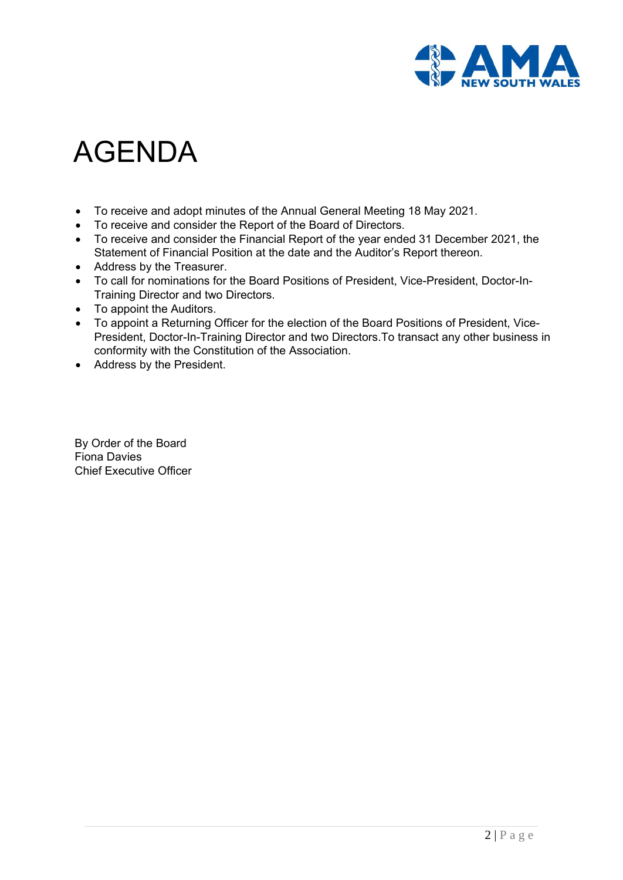# AGENDA

- To receive and adopt minutes of the Annual General Meeting 18 May 2021.
- To receive and consider the Report of the Board of Directors.
- To receive and consider the Financial Report of the year ended 31 December 2021, the Statement of Financial Position at the date and the Auditor's Report thereon.
- Address by the Treasurer.
- To call for nominations for the Board Positions of President, Vice-President, Doctor-In-Training Director and two Directors.
- To appoint the Auditors.
- To appoint a Returning Officer for the election of the Board Positions of President, Vice-President, Doctor-In-Training Director and two Directors.To transact any other business in conformity with the Constitution of the Association.
- Address by the President.

By Order of the Board
Fiona Davies
Chief Executive Officer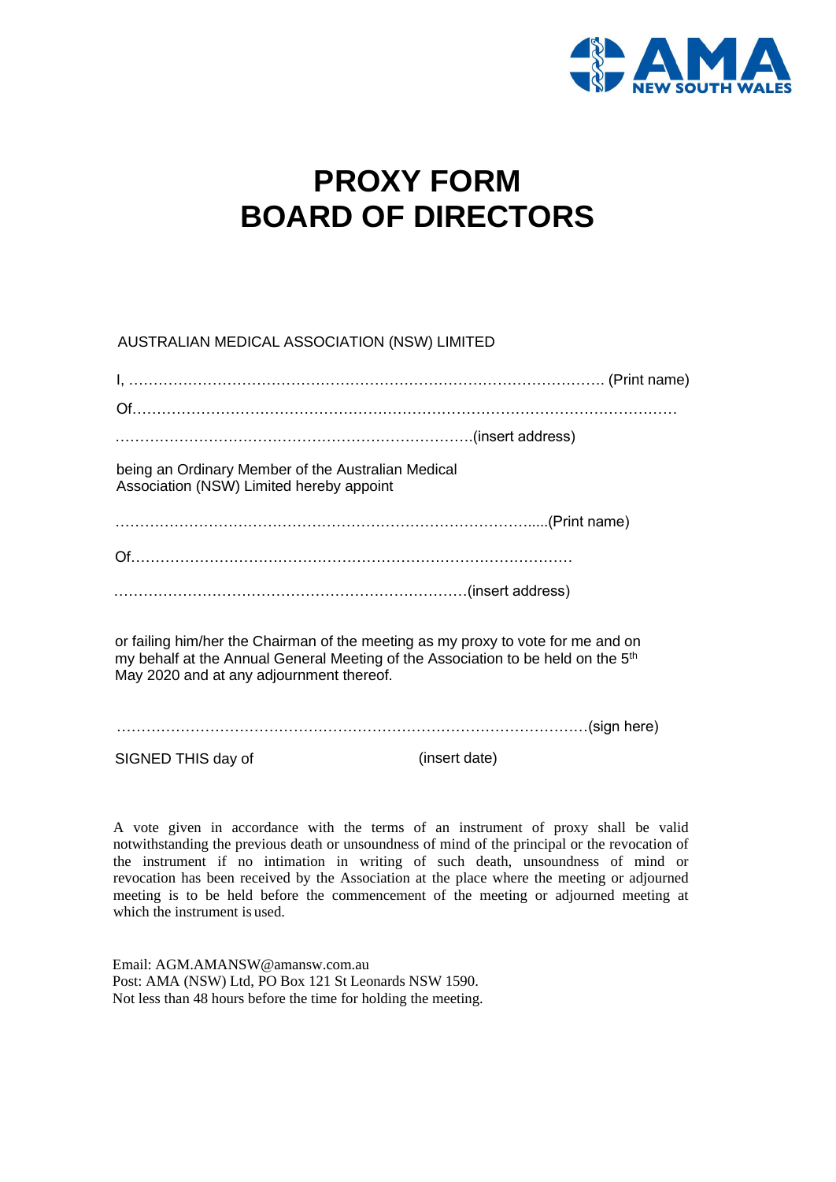# PROXY FORM
# BOARD OF DIRECTORS

AUSTRALIAN MEDICAL ASSOCIATION (NSW) LIMITED

I, ………………………………………………………………………………………. (Print name)

Of……………………………………………………………………………………………………

……………………………………………………………….(insert address)

being an Ordinary Member of the Australian Medical Association (NSW) Limited hereby appoint

…………………………………………………………………………….....(Print name)

Of………………………………………………………………………………

……………………………………………………………….(insert address)

or failing him/her the Chairman of the meeting as my proxy to vote for me and on my behalf at the Annual General Meeting of the Association to be held on the 5th May 2020 and at any adjournment thereof.

…………………………………………………………………………………….(sign here)

SIGNED THIS day of (insert date)

A vote given in accordance with the terms of an instrument of proxy shall be valid notwithstanding the previous death or unsoundness of mind of the principal or the revocation of the instrument if no intimation in writing of such death, unsoundness of mind or revocation has been received by the Association at the place where the meeting or adjourned meeting is to be held before the commencement of the meeting or adjourned meeting at which the instrument is used.

Email: AGM.AMANSW@amansw.com.au
Post: AMA (NSW) Ltd, PO Box 121 St Leonards NSW 1590.
Not less than 48 hours before the time for holding the meeting.